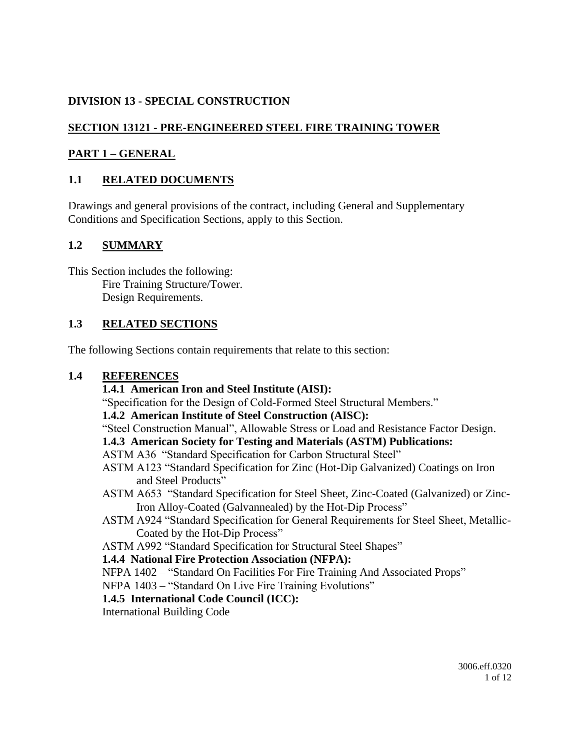# DIVISION 13 - SPECIAL CONSTRUCTION

## SECTION 13121 - PRE-ENGINEERED STEEL FIRE TRAINING TOWER

## PART 1 – GENERAL

### 1.1 RELATED DOCUMENTS

Drawings and general provisions of the contract, including General and Supplementary Conditions and Specification Sections, apply to this Section.

### 1.2 SUMMARY

This Section includes the following:

Fire Training Structure/Tower.
Design Requirements.

### 1.3 RELATED SECTIONS

The following Sections contain requirements that relate to this section:

### 1.4 REFERENCES

**1.4.1 American Iron and Steel Institute (AISI):**

"Specification for the Design of Cold-Formed Steel Structural Members."

**1.4.2 American Institute of Steel Construction (AISC):**

"Steel Construction Manual", Allowable Stress or Load and Resistance Factor Design.

**1.4.3 American Society for Testing and Materials (ASTM) Publications:**

ASTM A36 "Standard Specification for Carbon Structural Steel"

ASTM A123 "Standard Specification for Zinc (Hot-Dip Galvanized) Coatings on Iron and Steel Products"

ASTM A653 "Standard Specification for Steel Sheet, Zinc-Coated (Galvanized) or Zinc-Iron Alloy-Coated (Galvannealed) by the Hot-Dip Process"

ASTM A924 "Standard Specification for General Requirements for Steel Sheet, Metallic-Coated by the Hot-Dip Process"

ASTM A992 "Standard Specification for Structural Steel Shapes"

**1.4.4 National Fire Protection Association (NFPA):**

NFPA 1402 – "Standard On Facilities For Fire Training And Associated Props"

NFPA 1403 – "Standard On Live Fire Training Evolutions"

**1.4.5 International Code Council (ICC):**

International Building Code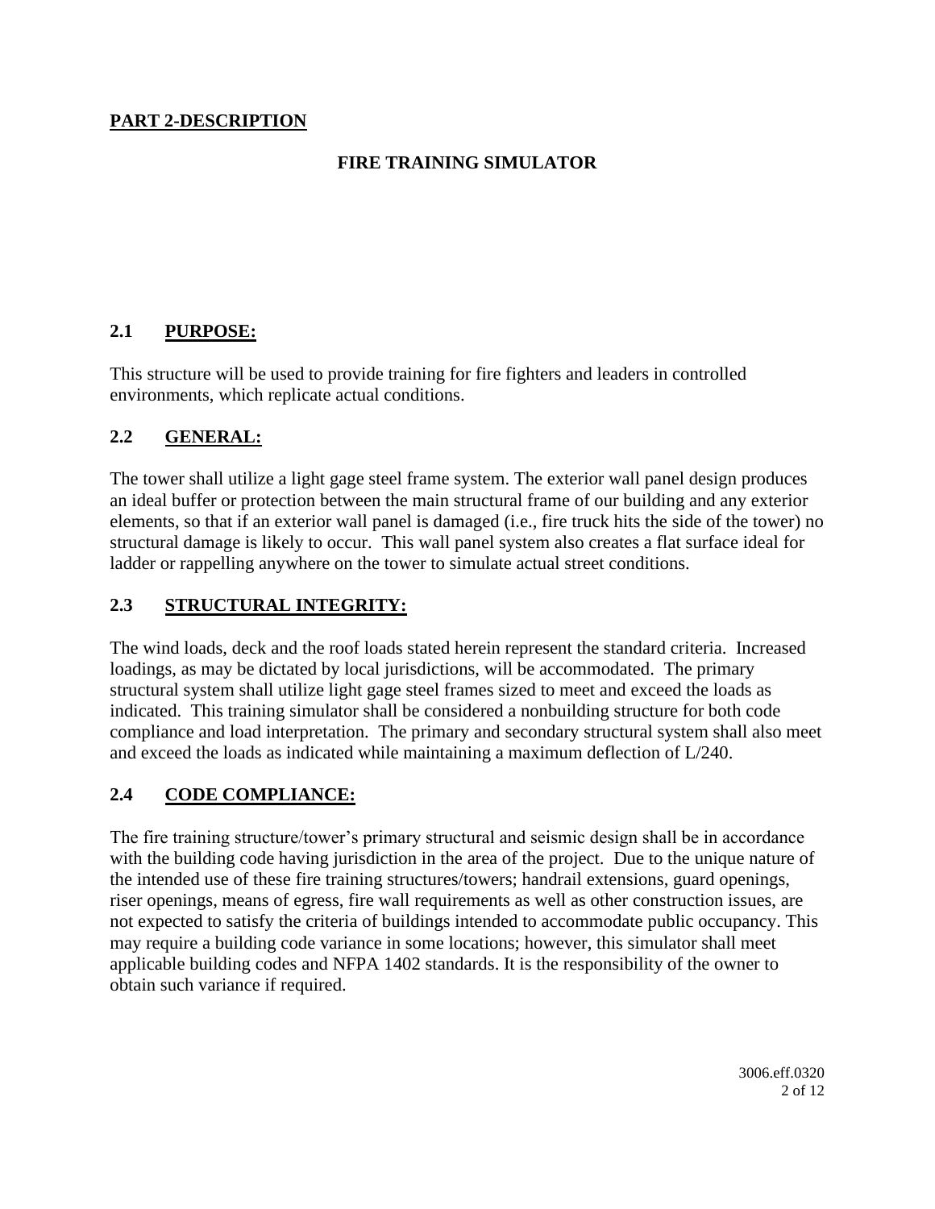## PART 2-DESCRIPTION

### FIRE TRAINING SIMULATOR

### 2.1 PURPOSE:

This structure will be used to provide training for fire fighters and leaders in controlled environments, which replicate actual conditions.

### 2.2 GENERAL:

The tower shall utilize a light gage steel frame system. The exterior wall panel design produces an ideal buffer or protection between the main structural frame of our building and any exterior elements, so that if an exterior wall panel is damaged (i.e., fire truck hits the side of the tower) no structural damage is likely to occur. This wall panel system also creates a flat surface ideal for ladder or rappelling anywhere on the tower to simulate actual street conditions.

### 2.3 STRUCTURAL INTEGRITY:

The wind loads, deck and the roof loads stated herein represent the standard criteria. Increased loadings, as may be dictated by local jurisdictions, will be accommodated. The primary structural system shall utilize light gage steel frames sized to meet and exceed the loads as indicated. This training simulator shall be considered a nonbuilding structure for both code compliance and load interpretation. The primary and secondary structural system shall also meet and exceed the loads as indicated while maintaining a maximum deflection of L/240.

### 2.4 CODE COMPLIANCE:

The fire training structure/tower's primary structural and seismic design shall be in accordance with the building code having jurisdiction in the area of the project. Due to the unique nature of the intended use of these fire training structures/towers; handrail extensions, guard openings, riser openings, means of egress, fire wall requirements as well as other construction issues, are not expected to satisfy the criteria of buildings intended to accommodate public occupancy. This may require a building code variance in some locations; however, this simulator shall meet applicable building codes and NFPA 1402 standards. It is the responsibility of the owner to obtain such variance if required.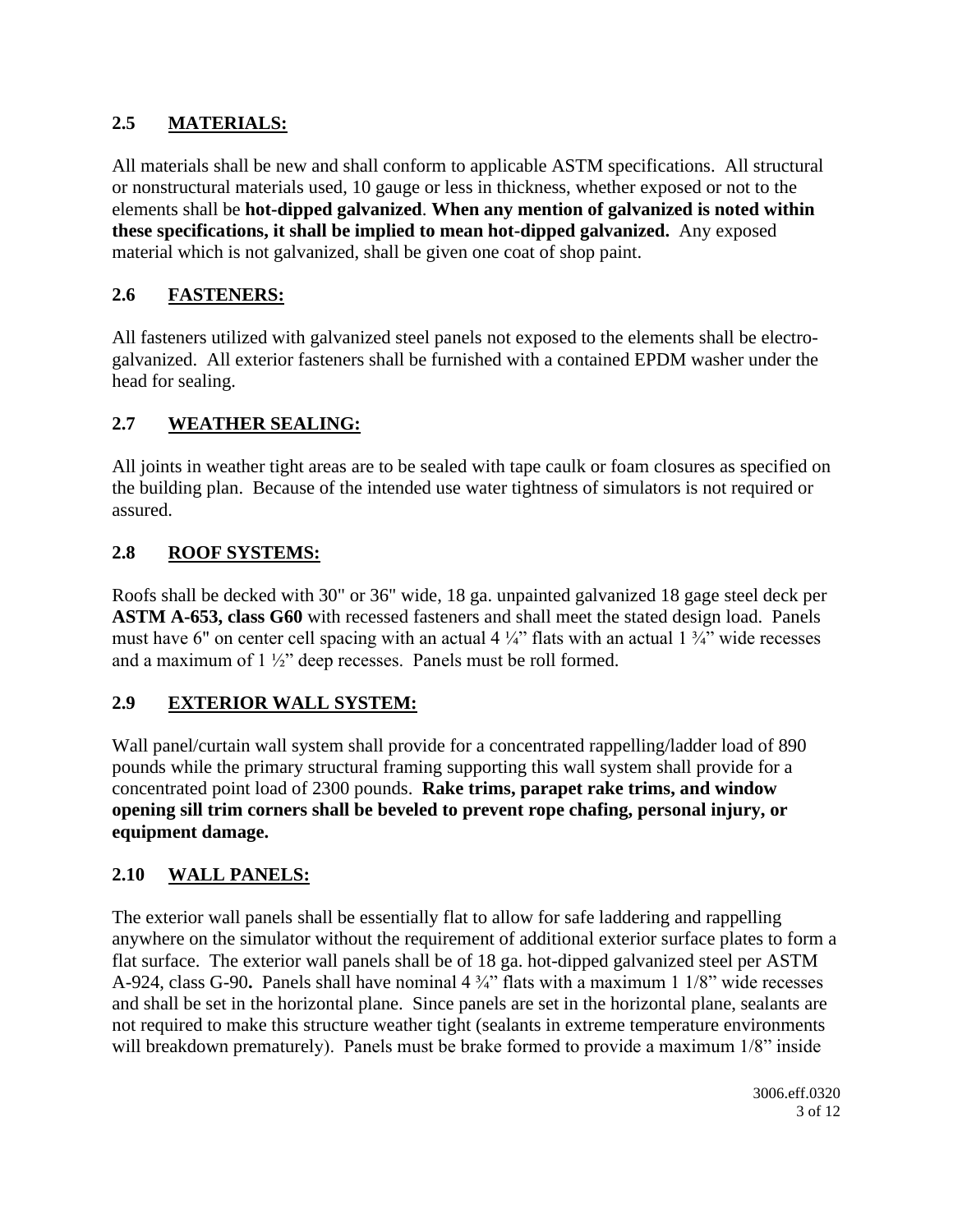## 2.5 **MATERIALS:**

All materials shall be new and shall conform to applicable ASTM specifications. All structural or nonstructural materials used, 10 gauge or less in thickness, whether exposed or not to the elements shall be **hot-dipped galvanized**. **When any mention of galvanized is noted within these specifications, it shall be implied to mean hot-dipped galvanized.** Any exposed material which is not galvanized, shall be given one coat of shop paint.

## 2.6 **FASTENERS:**

All fasteners utilized with galvanized steel panels not exposed to the elements shall be electro-galvanized. All exterior fasteners shall be furnished with a contained EPDM washer under the head for sealing.

## 2.7 **WEATHER SEALING:**

All joints in weather tight areas are to be sealed with tape caulk or foam closures as specified on the building plan. Because of the intended use water tightness of simulators is not required or assured.

## 2.8 **ROOF SYSTEMS:**

Roofs shall be decked with 30" or 36" wide, 18 ga. unpainted galvanized 18 gage steel deck per **ASTM A-653, class G60** with recessed fasteners and shall meet the stated design load. Panels must have 6" on center cell spacing with an actual 4 ¼" flats with an actual 1 ¾" wide recesses and a maximum of 1 ½" deep recesses. Panels must be roll formed.

## 2.9 **EXTERIOR WALL SYSTEM:**

Wall panel/curtain wall system shall provide for a concentrated rappelling/ladder load of 890 pounds while the primary structural framing supporting this wall system shall provide for a concentrated point load of 2300 pounds. **Rake trims, parapet rake trims, and window opening sill trim corners shall be beveled to prevent rope chafing, personal injury, or equipment damage.**

## 2.10 **WALL PANELS:**

The exterior wall panels shall be essentially flat to allow for safe laddering and rappelling anywhere on the simulator without the requirement of additional exterior surface plates to form a flat surface. The exterior wall panels shall be of 18 ga. hot-dipped galvanized steel per ASTM A-924, class G-90**.** Panels shall have nominal 4 ¾" flats with a maximum 1 1/8" wide recesses and shall be set in the horizontal plane. Since panels are set in the horizontal plane, sealants are not required to make this structure weather tight (sealants in extreme temperature environments will breakdown prematurely). Panels must be brake formed to provide a maximum 1/8" inside

3006.eff.0320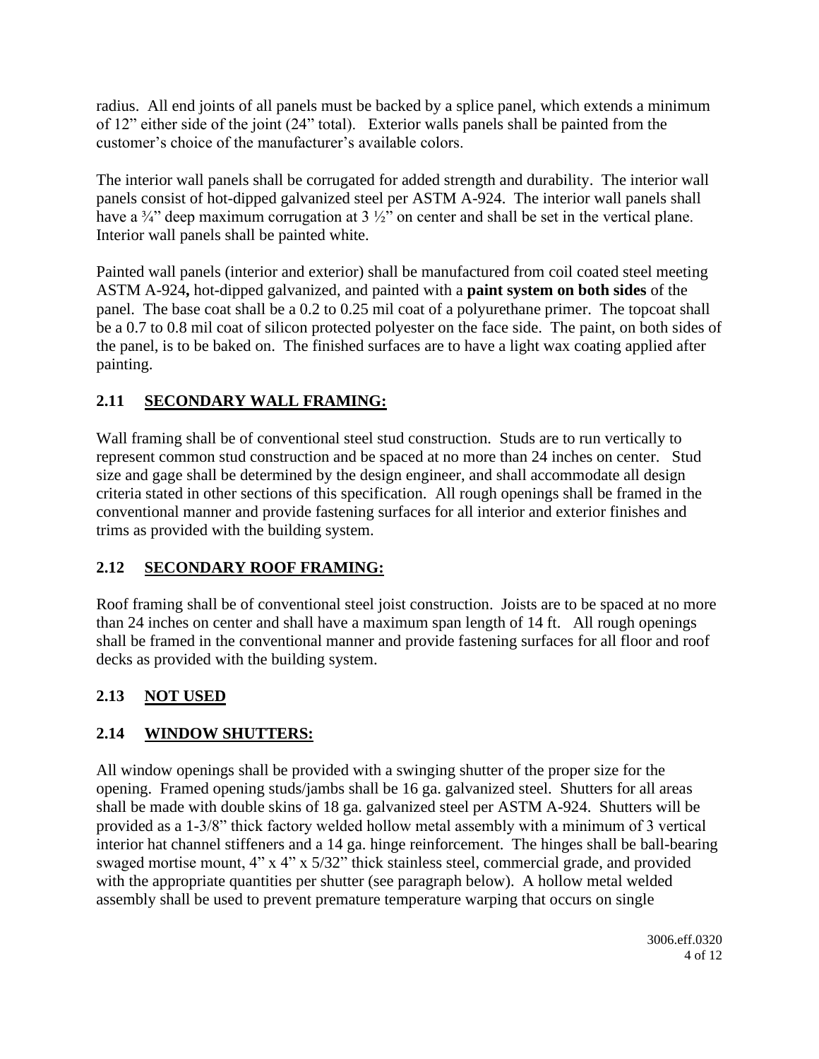radius. All end joints of all panels must be backed by a splice panel, which extends a minimum of 12" either side of the joint (24" total). Exterior walls panels shall be painted from the customer's choice of the manufacturer's available colors.

The interior wall panels shall be corrugated for added strength and durability. The interior wall panels consist of hot-dipped galvanized steel per ASTM A-924. The interior wall panels shall have a ¾" deep maximum corrugation at 3 ½" on center and shall be set in the vertical plane. Interior wall panels shall be painted white.

Painted wall panels (interior and exterior) shall be manufactured from coil coated steel meeting ASTM A-924**,** hot-dipped galvanized, and painted with a **paint system on both sides** of the panel. The base coat shall be a 0.2 to 0.25 mil coat of a polyurethane primer. The topcoat shall be a 0.7 to 0.8 mil coat of silicon protected polyester on the face side. The paint, on both sides of the panel, is to be baked on. The finished surfaces are to have a light wax coating applied after painting.

## 2.11 SECONDARY WALL FRAMING:

Wall framing shall be of conventional steel stud construction. Studs are to run vertically to represent common stud construction and be spaced at no more than 24 inches on center. Stud size and gage shall be determined by the design engineer, and shall accommodate all design criteria stated in other sections of this specification. All rough openings shall be framed in the conventional manner and provide fastening surfaces for all interior and exterior finishes and trims as provided with the building system.

## 2.12 SECONDARY ROOF FRAMING:

Roof framing shall be of conventional steel joist construction. Joists are to be spaced at no more than 24 inches on center and shall have a maximum span length of 14 ft. All rough openings shall be framed in the conventional manner and provide fastening surfaces for all floor and roof decks as provided with the building system.

## 2.13 NOT USED

## 2.14 WINDOW SHUTTERS:

All window openings shall be provided with a swinging shutter of the proper size for the opening. Framed opening studs/jambs shall be 16 ga. galvanized steel. Shutters for all areas shall be made with double skins of 18 ga. galvanized steel per ASTM A-924. Shutters will be provided as a 1-3/8" thick factory welded hollow metal assembly with a minimum of 3 vertical interior hat channel stiffeners and a 14 ga. hinge reinforcement. The hinges shall be ball-bearing swaged mortise mount, 4" x 4" x 5/32" thick stainless steel, commercial grade, and provided with the appropriate quantities per shutter (see paragraph below). A hollow metal welded assembly shall be used to prevent premature temperature warping that occurs on single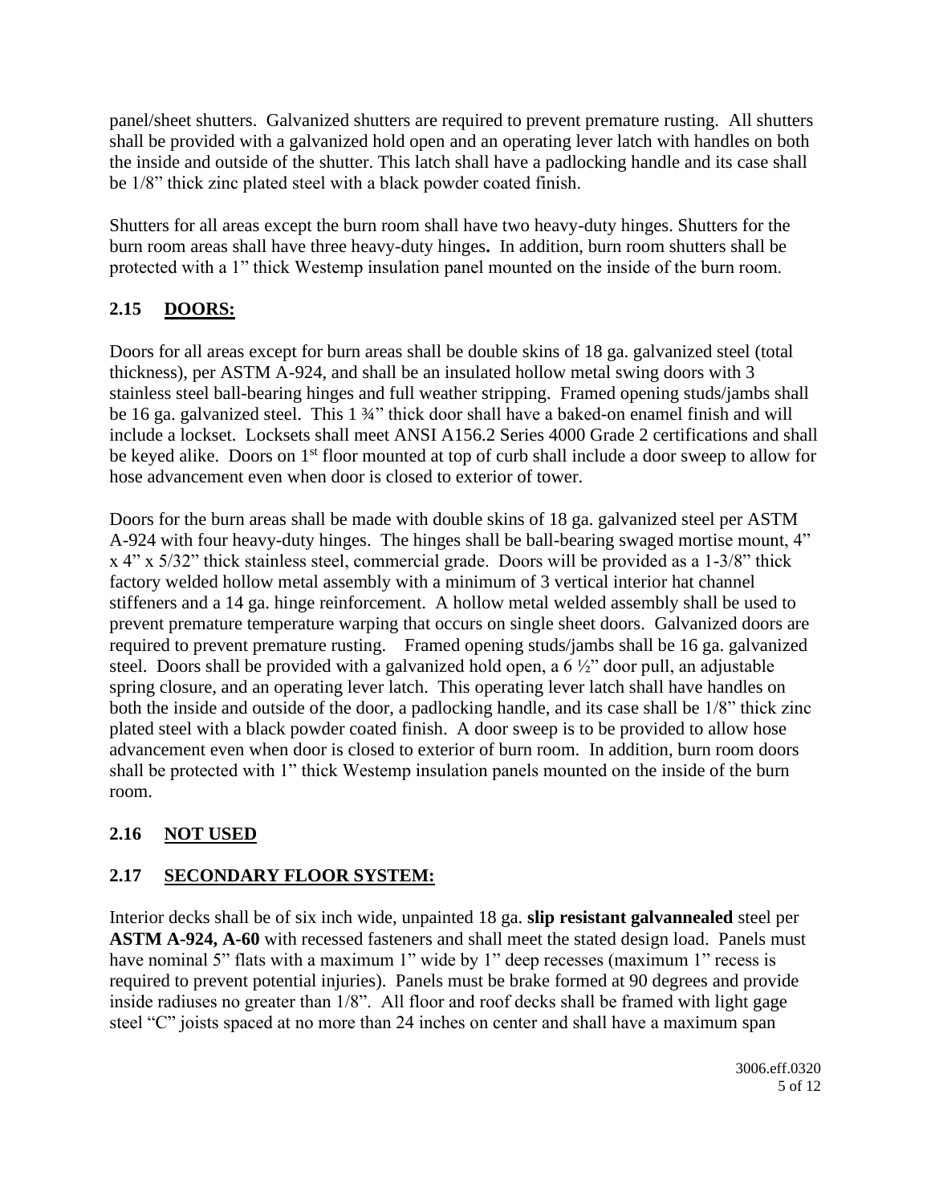panel/sheet shutters. Galvanized shutters are required to prevent premature rusting. All shutters shall be provided with a galvanized hold open and an operating lever latch with handles on both the inside and outside of the shutter. This latch shall have a padlocking handle and its case shall be 1/8" thick zinc plated steel with a black powder coated finish.

Shutters for all areas except the burn room shall have two heavy-duty hinges. Shutters for the burn room areas shall have three heavy-duty hinges**.** In addition, burn room shutters shall be protected with a 1" thick Westemp insulation panel mounted on the inside of the burn room.

## 2.15 DOORS:

Doors for all areas except for burn areas shall be double skins of 18 ga. galvanized steel (total thickness), per ASTM A-924, and shall be an insulated hollow metal swing doors with 3 stainless steel ball-bearing hinges and full weather stripping. Framed opening studs/jambs shall be 16 ga. galvanized steel. This 1 ¾" thick door shall have a baked-on enamel finish and will include a lockset. Locksets shall meet ANSI A156.2 Series 4000 Grade 2 certifications and shall be keyed alike. Doors on 1st floor mounted at top of curb shall include a door sweep to allow for hose advancement even when door is closed to exterior of tower.

Doors for the burn areas shall be made with double skins of 18 ga. galvanized steel per ASTM A-924 with four heavy-duty hinges. The hinges shall be ball-bearing swaged mortise mount, 4" x 4" x 5/32" thick stainless steel, commercial grade. Doors will be provided as a 1-3/8" thick factory welded hollow metal assembly with a minimum of 3 vertical interior hat channel stiffeners and a 14 ga. hinge reinforcement. A hollow metal welded assembly shall be used to prevent premature temperature warping that occurs on single sheet doors. Galvanized doors are required to prevent premature rusting. Framed opening studs/jambs shall be 16 ga. galvanized steel. Doors shall be provided with a galvanized hold open, a 6 ½" door pull, an adjustable spring closure, and an operating lever latch. This operating lever latch shall have handles on both the inside and outside of the door, a padlocking handle, and its case shall be 1/8" thick zinc plated steel with a black powder coated finish. A door sweep is to be provided to allow hose advancement even when door is closed to exterior of burn room. In addition, burn room doors shall be protected with 1" thick Westemp insulation panels mounted on the inside of the burn room.

## 2.16 NOT USED

## 2.17 SECONDARY FLOOR SYSTEM:

Interior decks shall be of six inch wide, unpainted 18 ga. **slip resistant galvannealed** steel per **ASTM A-924, A-60** with recessed fasteners and shall meet the stated design load. Panels must have nominal 5" flats with a maximum 1" wide by 1" deep recesses (maximum 1" recess is required to prevent potential injuries). Panels must be brake formed at 90 degrees and provide inside radiuses no greater than 1/8". All floor and roof decks shall be framed with light gage steel "C" joists spaced at no more than 24 inches on center and shall have a maximum span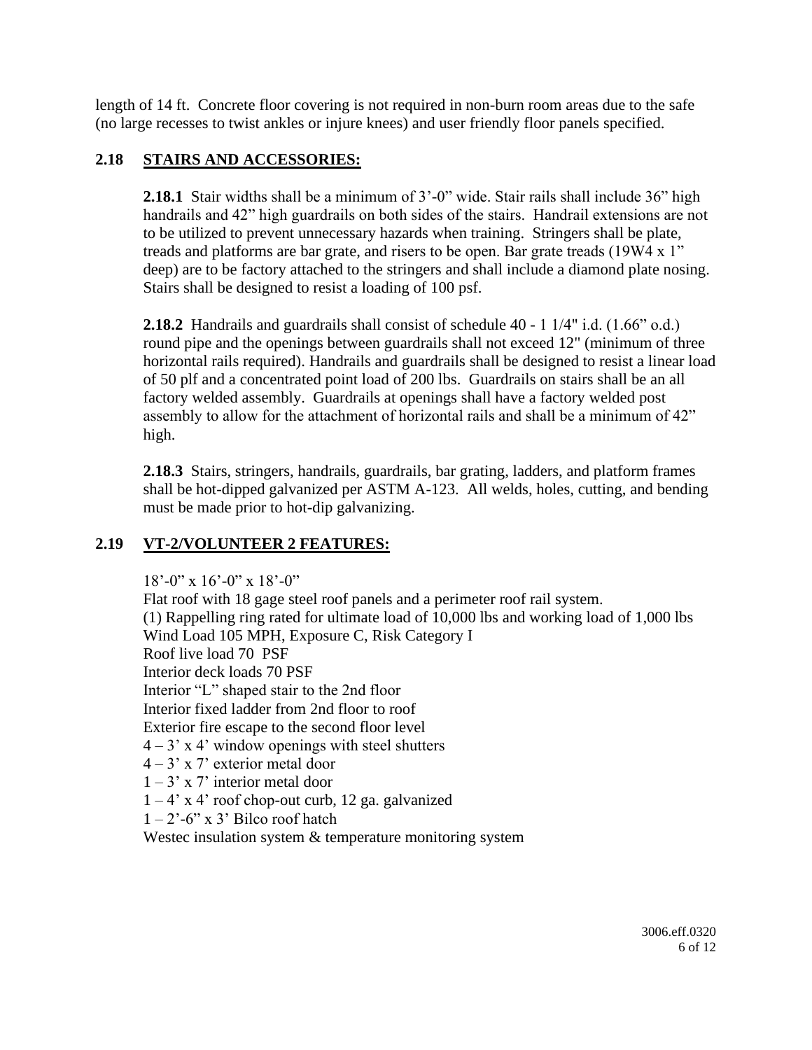length of 14 ft. Concrete floor covering is not required in non-burn room areas due to the safe (no large recesses to twist ankles or injure knees) and user friendly floor panels specified.

## 2.18 STAIRS AND ACCESSORIES:

**2.18.1** Stair widths shall be a minimum of 3'-0" wide. Stair rails shall include 36" high handrails and 42" high guardrails on both sides of the stairs. Handrail extensions are not to be utilized to prevent unnecessary hazards when training. Stringers shall be plate, treads and platforms are bar grate, and risers to be open. Bar grate treads (19W4 x 1" deep) are to be factory attached to the stringers and shall include a diamond plate nosing. Stairs shall be designed to resist a loading of 100 psf.

**2.18.2** Handrails and guardrails shall consist of schedule 40 - 1 1/4" i.d. (1.66" o.d.) round pipe and the openings between guardrails shall not exceed 12" (minimum of three horizontal rails required). Handrails and guardrails shall be designed to resist a linear load of 50 plf and a concentrated point load of 200 lbs. Guardrails on stairs shall be an all factory welded assembly. Guardrails at openings shall have a factory welded post assembly to allow for the attachment of horizontal rails and shall be a minimum of 42" high.

**2.18.3** Stairs, stringers, handrails, guardrails, bar grating, ladders, and platform frames shall be hot-dipped galvanized per ASTM A-123. All welds, holes, cutting, and bending must be made prior to hot-dip galvanizing.

## 2.19 VT-2/VOLUNTEER 2 FEATURES:

18'-0" x 16'-0" x 18'-0"
Flat roof with 18 gage steel roof panels and a perimeter roof rail system.
(1) Rappelling ring rated for ultimate load of 10,000 lbs and working load of 1,000 lbs
Wind Load 105 MPH, Exposure C, Risk Category I
Roof live load 70 PSF
Interior deck loads 70 PSF
Interior "L" shaped stair to the 2nd floor
Interior fixed ladder from 2nd floor to roof
Exterior fire escape to the second floor level
4 – 3' x 4' window openings with steel shutters
4 – 3' x 7' exterior metal door
1 – 3' x 7' interior metal door
1 – 4' x 4' roof chop-out curb, 12 ga. galvanized
1 – 2'-6" x 3' Bilco roof hatch
Westec insulation system & temperature monitoring system

3006.eff.0320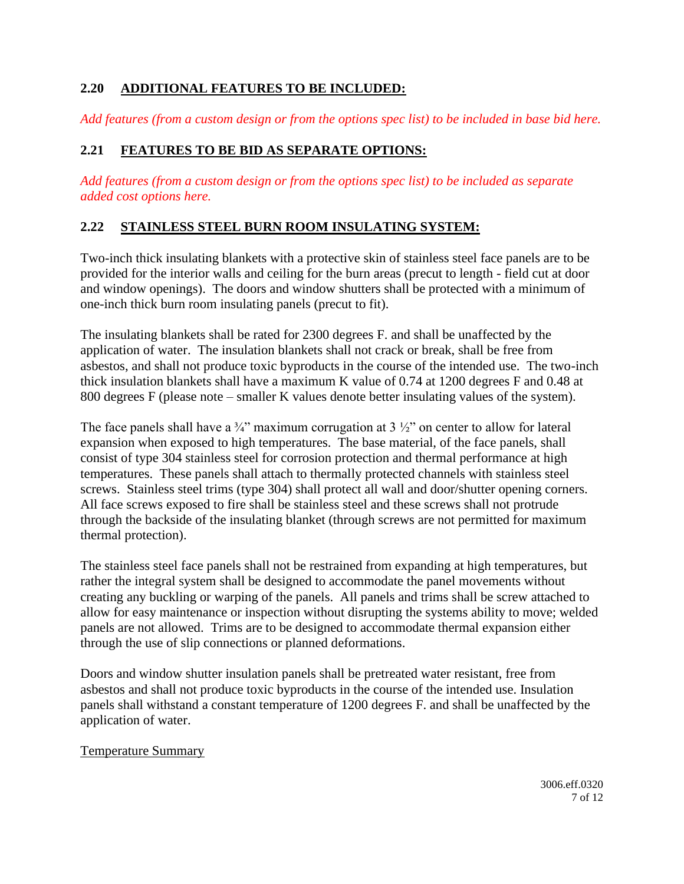## 2.20 ADDITIONAL FEATURES TO BE INCLUDED:

*Add features (from a custom design or from the options spec list) to be included in base bid here.*

## 2.21 FEATURES TO BE BID AS SEPARATE OPTIONS:

*Add features (from a custom design or from the options spec list) to be included as separate added cost options here.*

## 2.22 STAINLESS STEEL BURN ROOM INSULATING SYSTEM:

Two-inch thick insulating blankets with a protective skin of stainless steel face panels are to be provided for the interior walls and ceiling for the burn areas (precut to length - field cut at door and window openings). The doors and window shutters shall be protected with a minimum of one-inch thick burn room insulating panels (precut to fit).

The insulating blankets shall be rated for 2300 degrees F. and shall be unaffected by the application of water. The insulation blankets shall not crack or break, shall be free from asbestos, and shall not produce toxic byproducts in the course of the intended use. The two-inch thick insulation blankets shall have a maximum K value of 0.74 at 1200 degrees F and 0.48 at 800 degrees F (please note – smaller K values denote better insulating values of the system).

The face panels shall have a ¾" maximum corrugation at 3 ½" on center to allow for lateral expansion when exposed to high temperatures. The base material, of the face panels, shall consist of type 304 stainless steel for corrosion protection and thermal performance at high temperatures. These panels shall attach to thermally protected channels with stainless steel screws. Stainless steel trims (type 304) shall protect all wall and door/shutter opening corners. All face screws exposed to fire shall be stainless steel and these screws shall not protrude through the backside of the insulating blanket (through screws are not permitted for maximum thermal protection).

The stainless steel face panels shall not be restrained from expanding at high temperatures, but rather the integral system shall be designed to accommodate the panel movements without creating any buckling or warping of the panels. All panels and trims shall be screw attached to allow for easy maintenance or inspection without disrupting the systems ability to move; welded panels are not allowed. Trims are to be designed to accommodate thermal expansion either through the use of slip connections or planned deformations.

Doors and window shutter insulation panels shall be pretreated water resistant, free from asbestos and shall not produce toxic byproducts in the course of the intended use. Insulation panels shall withstand a constant temperature of 1200 degrees F. and shall be unaffected by the application of water.

<u>Temperature Summary</u>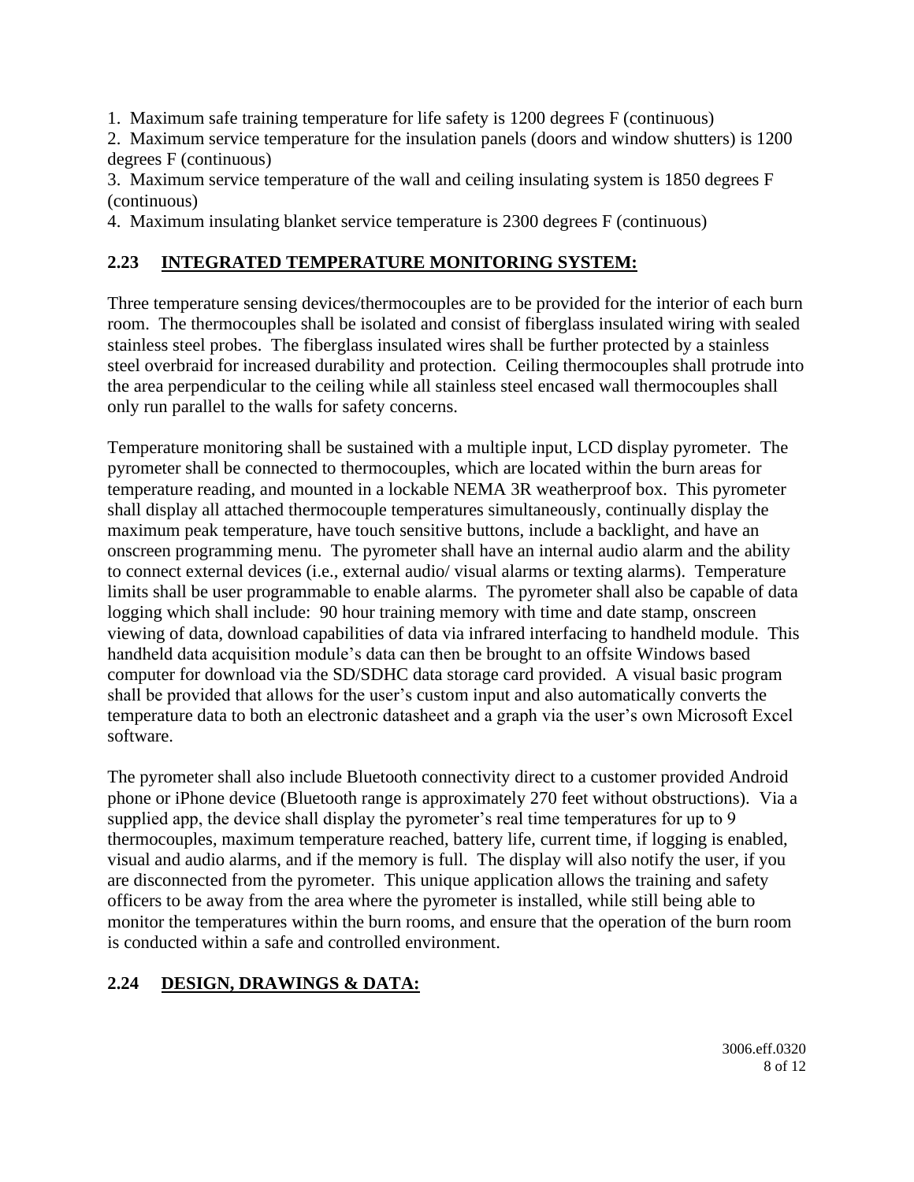1. Maximum safe training temperature for life safety is 1200 degrees F (continuous)
2. Maximum service temperature for the insulation panels (doors and window shutters) is 1200 degrees F (continuous)
3. Maximum service temperature of the wall and ceiling insulating system is 1850 degrees F (continuous)
4. Maximum insulating blanket service temperature is 2300 degrees F (continuous)

## 2.23 <u>INTEGRATED TEMPERATURE MONITORING SYSTEM:</u>

Three temperature sensing devices/thermocouples are to be provided for the interior of each burn room. The thermocouples shall be isolated and consist of fiberglass insulated wiring with sealed stainless steel probes. The fiberglass insulated wires shall be further protected by a stainless steel overbraid for increased durability and protection. Ceiling thermocouples shall protrude into the area perpendicular to the ceiling while all stainless steel encased wall thermocouples shall only run parallel to the walls for safety concerns.

Temperature monitoring shall be sustained with a multiple input, LCD display pyrometer. The pyrometer shall be connected to thermocouples, which are located within the burn areas for temperature reading, and mounted in a lockable NEMA 3R weatherproof box. This pyrometer shall display all attached thermocouple temperatures simultaneously, continually display the maximum peak temperature, have touch sensitive buttons, include a backlight, and have an onscreen programming menu. The pyrometer shall have an internal audio alarm and the ability to connect external devices (i.e., external audio/ visual alarms or texting alarms). Temperature limits shall be user programmable to enable alarms. The pyrometer shall also be capable of data logging which shall include: 90 hour training memory with time and date stamp, onscreen viewing of data, download capabilities of data via infrared interfacing to handheld module. This handheld data acquisition module's data can then be brought to an offsite Windows based computer for download via the SD/SDHC data storage card provided. A visual basic program shall be provided that allows for the user's custom input and also automatically converts the temperature data to both an electronic datasheet and a graph via the user's own Microsoft Excel software.

The pyrometer shall also include Bluetooth connectivity direct to a customer provided Android phone or iPhone device (Bluetooth range is approximately 270 feet without obstructions). Via a supplied app, the device shall display the pyrometer's real time temperatures for up to 9 thermocouples, maximum temperature reached, battery life, current time, if logging is enabled, visual and audio alarms, and if the memory is full. The display will also notify the user, if you are disconnected from the pyrometer. This unique application allows the training and safety officers to be away from the area where the pyrometer is installed, while still being able to monitor the temperatures within the burn rooms, and ensure that the operation of the burn room is conducted within a safe and controlled environment.

## 2.24 <u>DESIGN, DRAWINGS & DATA:</u>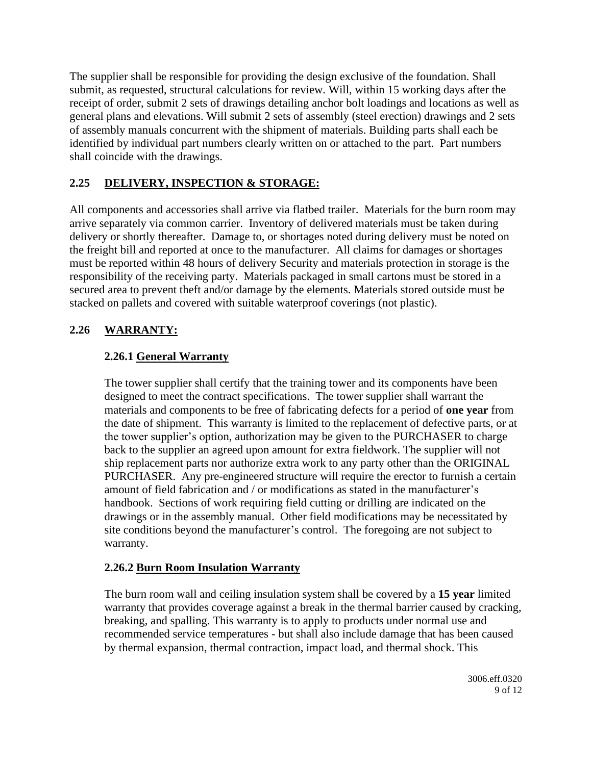The supplier shall be responsible for providing the design exclusive of the foundation. Shall submit, as requested, structural calculations for review. Will, within 15 working days after the receipt of order, submit 2 sets of drawings detailing anchor bolt loadings and locations as well as general plans and elevations. Will submit 2 sets of assembly (steel erection) drawings and 2 sets of assembly manuals concurrent with the shipment of materials. Building parts shall each be identified by individual part numbers clearly written on or attached to the part. Part numbers shall coincide with the drawings.

## 2.25 DELIVERY, INSPECTION & STORAGE:

All components and accessories shall arrive via flatbed trailer. Materials for the burn room may arrive separately via common carrier. Inventory of delivered materials must be taken during delivery or shortly thereafter. Damage to, or shortages noted during delivery must be noted on the freight bill and reported at once to the manufacturer. All claims for damages or shortages must be reported within 48 hours of delivery Security and materials protection in storage is the responsibility of the receiving party. Materials packaged in small cartons must be stored in a secured area to prevent theft and/or damage by the elements. Materials stored outside must be stacked on pallets and covered with suitable waterproof coverings (not plastic).

## 2.26 WARRANTY:

### 2.26.1 General Warranty

The tower supplier shall certify that the training tower and its components have been designed to meet the contract specifications. The tower supplier shall warrant the materials and components to be free of fabricating defects for a period of **one year** from the date of shipment. This warranty is limited to the replacement of defective parts, or at the tower supplier's option, authorization may be given to the PURCHASER to charge back to the supplier an agreed upon amount for extra fieldwork. The supplier will not ship replacement parts nor authorize extra work to any party other than the ORIGINAL PURCHASER. Any pre-engineered structure will require the erector to furnish a certain amount of field fabrication and / or modifications as stated in the manufacturer's handbook. Sections of work requiring field cutting or drilling are indicated on the drawings or in the assembly manual. Other field modifications may be necessitated by site conditions beyond the manufacturer's control. The foregoing are not subject to warranty.

### 2.26.2 Burn Room Insulation Warranty

The burn room wall and ceiling insulation system shall be covered by a **15 year** limited warranty that provides coverage against a break in the thermal barrier caused by cracking, breaking, and spalling. This warranty is to apply to products under normal use and recommended service temperatures - but shall also include damage that has been caused by thermal expansion, thermal contraction, impact load, and thermal shock. This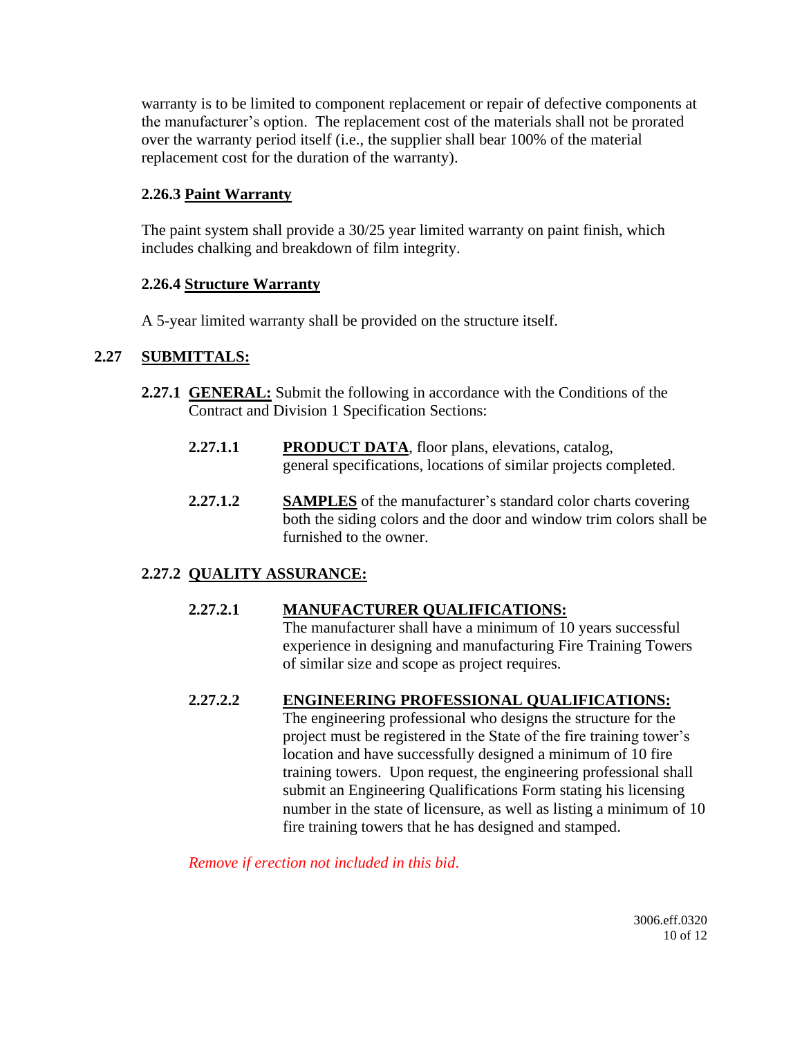warranty is to be limited to component replacement or repair of defective components at the manufacturer's option. The replacement cost of the materials shall not be prorated over the warranty period itself (i.e., the supplier shall bear 100% of the material replacement cost for the duration of the warranty).

#### 2.26.3 Paint Warranty

The paint system shall provide a 30/25 year limited warranty on paint finish, which includes chalking and breakdown of film integrity.

#### 2.26.4 Structure Warranty

A 5-year limited warranty shall be provided on the structure itself.

## 2.27 SUBMITTALS:

**2.27.1 GENERAL:** Submit the following in accordance with the Conditions of the Contract and Division 1 Specification Sections:

**2.27.1.1** **PRODUCT DATA**, floor plans, elevations, catalog, general specifications, locations of similar projects completed.

**2.27.1.2** **SAMPLES** of the manufacturer's standard color charts covering both the siding colors and the door and window trim colors shall be furnished to the owner.

### 2.27.2 QUALITY ASSURANCE:

**2.27.2.1** **MANUFACTURER QUALIFICATIONS:**
The manufacturer shall have a minimum of 10 years successful experience in designing and manufacturing Fire Training Towers of similar size and scope as project requires.

**2.27.2.2** **ENGINEERING PROFESSIONAL QUALIFICATIONS:**
The engineering professional who designs the structure for the project must be registered in the State of the fire training tower's location and have successfully designed a minimum of 10 fire training towers. Upon request, the engineering professional shall submit an Engineering Qualifications Form stating his licensing number in the state of licensure, as well as listing a minimum of 10 fire training towers that he has designed and stamped.

*Remove if erection not included in this bid.*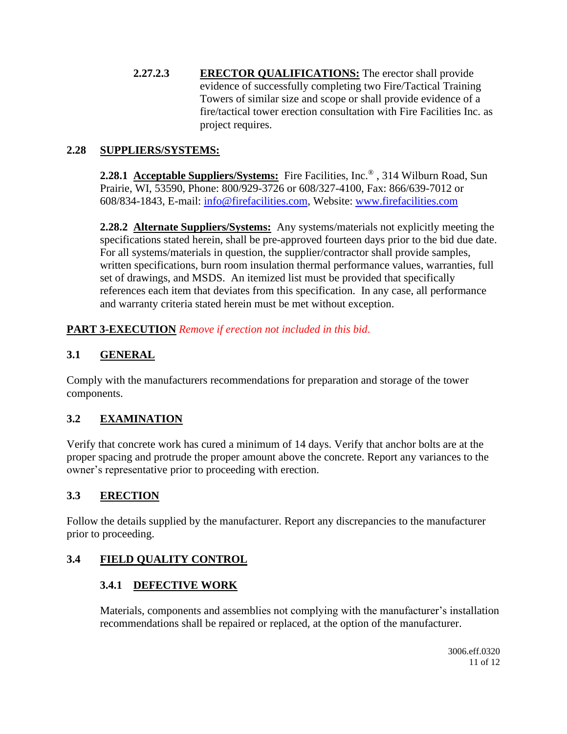**2.27.2.3 ERECTOR QUALIFICATIONS:** The erector shall provide evidence of successfully completing two Fire/Tactical Training Towers of similar size and scope or shall provide evidence of a fire/tactical tower erection consultation with Fire Facilities Inc. as project requires.

## 2.28 SUPPLIERS/SYSTEMS:

**2.28.1 Acceptable Suppliers/Systems:** Fire Facilities, Inc.®, 314 Wilburn Road, Sun Prairie, WI, 53590, Phone: 800/929-3726 or 608/327-4100, Fax: 866/639-7012 or 608/834-1843, E-mail: info@firefacilities.com, Website: www.firefacilities.com

**2.28.2 Alternate Suppliers/Systems:** Any systems/materials not explicitly meeting the specifications stated herein, shall be pre-approved fourteen days prior to the bid due date. For all systems/materials in question, the supplier/contractor shall provide samples, written specifications, burn room insulation thermal performance values, warranties, full set of drawings, and MSDS. An itemized list must be provided that specifically references each item that deviates from this specification. In any case, all performance and warranty criteria stated herein must be met without exception.

# PART 3-EXECUTION *Remove if erection not included in this bid.*

## 3.1 GENERAL

Comply with the manufacturers recommendations for preparation and storage of the tower components.

## 3.2 EXAMINATION

Verify that concrete work has cured a minimum of 14 days. Verify that anchor bolts are at the proper spacing and protrude the proper amount above the concrete. Report any variances to the owner's representative prior to proceeding with erection.

## 3.3 ERECTION

Follow the details supplied by the manufacturer. Report any discrepancies to the manufacturer prior to proceeding.

## 3.4 FIELD QUALITY CONTROL

### 3.4.1 DEFECTIVE WORK

Materials, components and assemblies not complying with the manufacturer's installation recommendations shall be repaired or replaced, at the option of the manufacturer.

3006.eff.0320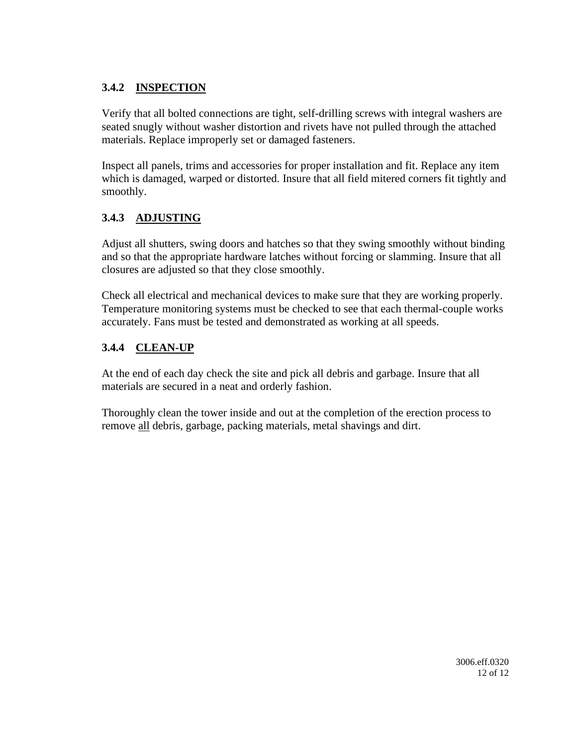### 3.4.2 INSPECTION

Verify that all bolted connections are tight, self-drilling screws with integral washers are seated snugly without washer distortion and rivets have not pulled through the attached materials. Replace improperly set or damaged fasteners.

Inspect all panels, trims and accessories for proper installation and fit. Replace any item which is damaged, warped or distorted. Insure that all field mitered corners fit tightly and smoothly.

### 3.4.3 ADJUSTING

Adjust all shutters, swing doors and hatches so that they swing smoothly without binding and so that the appropriate hardware latches without forcing or slamming. Insure that all closures are adjusted so that they close smoothly.

Check all electrical and mechanical devices to make sure that they are working properly. Temperature monitoring systems must be checked to see that each thermal-couple works accurately. Fans must be tested and demonstrated as working at all speeds.

### 3.4.4 CLEAN-UP

At the end of each day check the site and pick all debris and garbage. Insure that all materials are secured in a neat and orderly fashion.

Thoroughly clean the tower inside and out at the completion of the erection process to remove <u>all</u> debris, garbage, packing materials, metal shavings and dirt.

3006.eff.0320